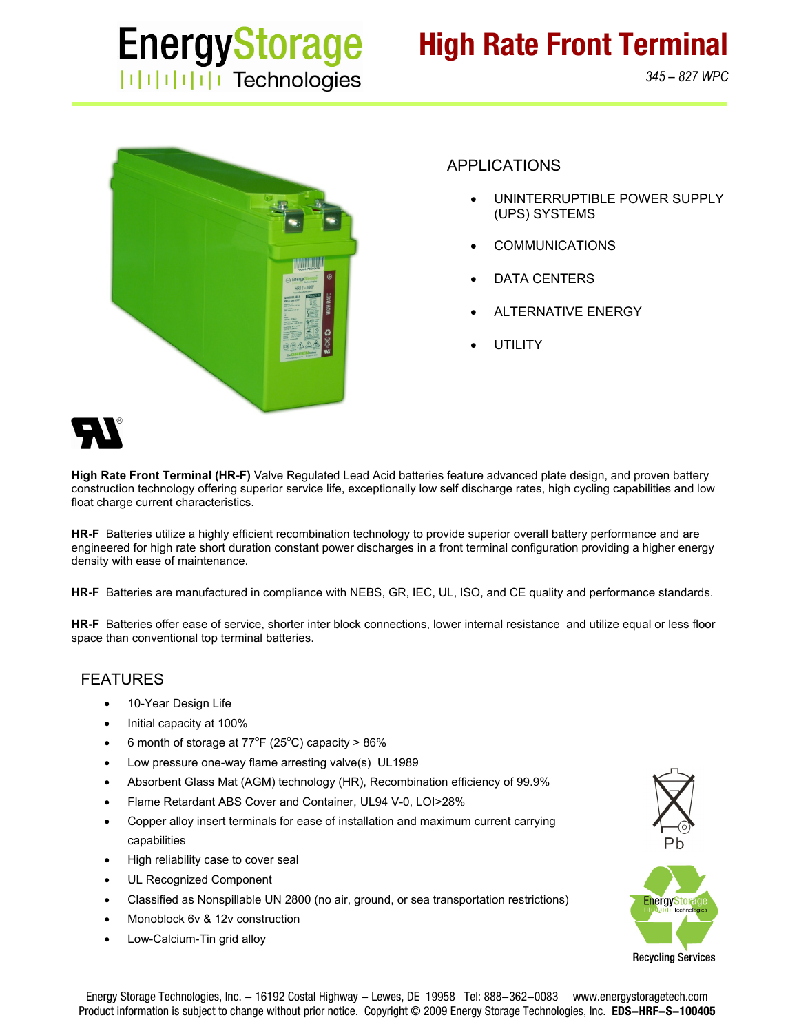# Energy Storage Technologies

# High Rate Front Terminal

*345 – 827 WPC*

## APPLICATIONS

- UNINTERRUPTIBLE POWER SUPPLY (UPS) SYSTEMS
- COMMUNICATIONS
- DATA CENTERS
- ALTERNATIVE ENERGY
- UTILITY

**High Rate Front Terminal (HR-F)** Valve Regulated Lead Acid batteries feature advanced plate design, and proven battery construction technology offering superior service life, exceptionally low self discharge rates, high cycling capabilities and low float charge current characteristics.

**HR-F** Batteries utilize a highly efficient recombination technology to provide superior overall battery performance and are engineered for high rate short duration constant power discharges in a front terminal configuration providing a higher energy density with ease of maintenance.

**HR-F** Batteries are manufactured in compliance with NEBS, GR, IEC, UL, ISO, and CE quality and performance standards.

**HR-F** Batteries offer ease of service, shorter inter block connections, lower internal resistance and utilize equal or less floor space than conventional top terminal batteries.

## FEATURES

- 10-Year Design Life
- Initial capacity at 100%
- 6 month of storage at 77°F (25°C) capacity > 86%
- Low pressure one-way flame arresting valve(s) UL1989
- Absorbent Glass Mat (AGM) technology (HR), Recombination efficiency of 99.9%
- Flame Retardant ABS Cover and Container, UL94 V-0, LOI>28%
- Copper alloy insert terminals for ease of installation and maximum current carrying capabilities
- High reliability case to cover seal
- UL Recognized Component
- Classified as Nonspillable UN 2800 (no air, ground, or sea transportation restrictions)
- Monoblock 6v & 12v construction
- Low-Calcium-Tin grid alloy

Pb

Recycling Services

Energy Storage Technologies, Inc. – 16192 Costal Highway – Lewes, DE 19958 Tel: 888–362–0083 www.energystoragetech.com
Product information is subject to change without prior notice. Copyright © 2009 Energy Storage Technologies, Inc. **EDS–HRF–S–100405**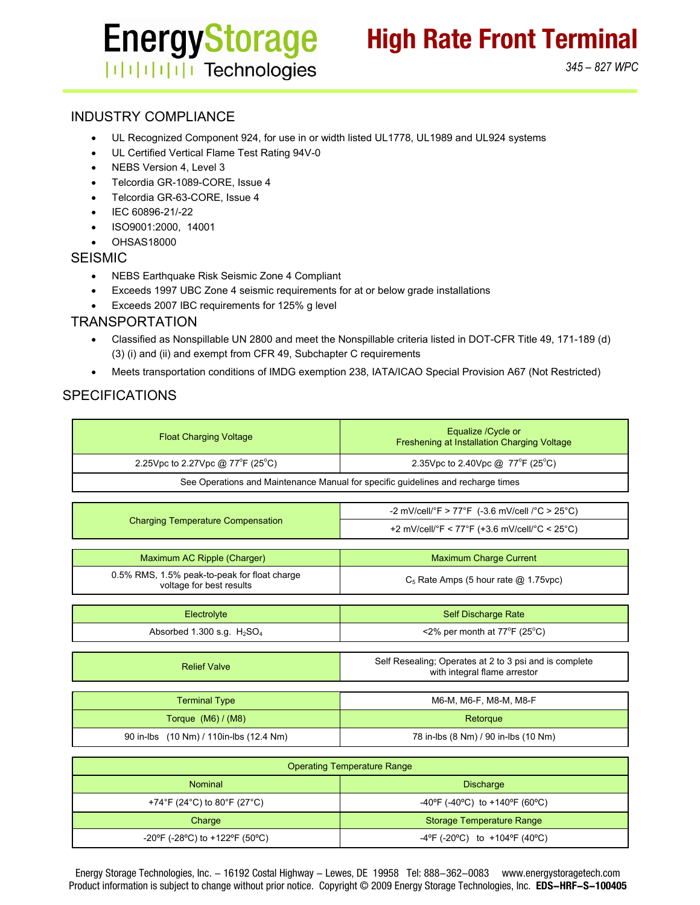# EnergyStorage Technologies

# High Rate Front Terminal

*345 – 827 WPC*

## INDUSTRY COMPLIANCE

- UL Recognized Component 924, for use in or width listed UL1778, UL1989 and UL924 systems
- UL Certified Vertical Flame Test Rating 94V-0
- NEBS Version 4, Level 3
- Telcordia GR-1089-CORE, Issue 4
- Telcordia GR-63-CORE, Issue 4
- IEC 60896-21/-22
- ISO9001:2000, 14001
- OHSAS18000

## SEISMIC

- NEBS Earthquake Risk Seismic Zone 4 Compliant
- Exceeds 1997 UBC Zone 4 seismic requirements for at or below grade installations
- Exceeds 2007 IBC requirements for 125% g level

## TRANSPORTATION

- Classified as Nonspillable UN 2800 and meet the Nonspillable criteria listed in DOT-CFR Title 49, 171-189 (d) (3) (i) and (ii) and exempt from CFR 49, Subchapter C requirements
- Meets transportation conditions of IMDG exemption 238, IATA/ICAO Special Provision A67 (Not Restricted)

## SPECIFICATIONS

| Float Charging Voltage | Equalize /Cycle or Freshening at Installation Charging Voltage |
|---|---|
| 2.25Vpc to 2.27Vpc @ 77°F (25°C) | 2.35Vpc to 2.40Vpc @ 77°F (25°C) |
| See Operations and Maintenance Manual for specific guidelines and recharge times | |

| Charging Temperature Compensation | -2 mV/cell/°F > 77°F (-3.6 mV/cell /°C > 25°C) |
|---|---|
| | +2 mV/cell/°F < 77°F (+3.6 mV/cell/°C < 25°C) |

| Maximum AC Ripple (Charger) | Maximum Charge Current |
|---|---|
| 0.5% RMS, 1.5% peak-to-peak for float charge voltage for best results | $C_5$ Rate Amps (5 hour rate @ 1.75vpc) |

| Electrolyte | Self Discharge Rate |
|---|---|
| Absorbed 1.300 s.g. $H_2SO_4$ | <2% per month at 77°F (25°C) |

| Relief Valve | Self Resealing; Operates at 2 to 3 psi and is complete with integral flame arrestor |
|---|---|

| Terminal Type | M6-M, M6-F, M8-M, M8-F |
|---|---|
| Torque (M6) / (M8) | Retorque |
| 90 in-lbs (10 Nm) / 110in-lbs (12.4 Nm) | 78 in-lbs (8 Nm) / 90 in-lbs (10 Nm) |

| Operating Temperature Range | |
|---|---|
| Nominal | Discharge |
| +74°F (24°C) to 80°F (27°C) | -40ºF (-40ºC) to +140ºF (60ºC) |
| Charge | Storage Temperature Range |
| -20ºF (-28ºC) to +122ºF (50ºC) | -4ºF (-20ºC) to +104ºF (40ºC) |

Energy Storage Technologies, Inc. – 16192 Costal Highway – Lewes, DE 19958 Tel: 888–362–0083 www.energystoragetech.com
Product information is subject to change without prior notice. Copyright © 2009 Energy Storage Technologies, Inc. **EDS–HRF–S–100405**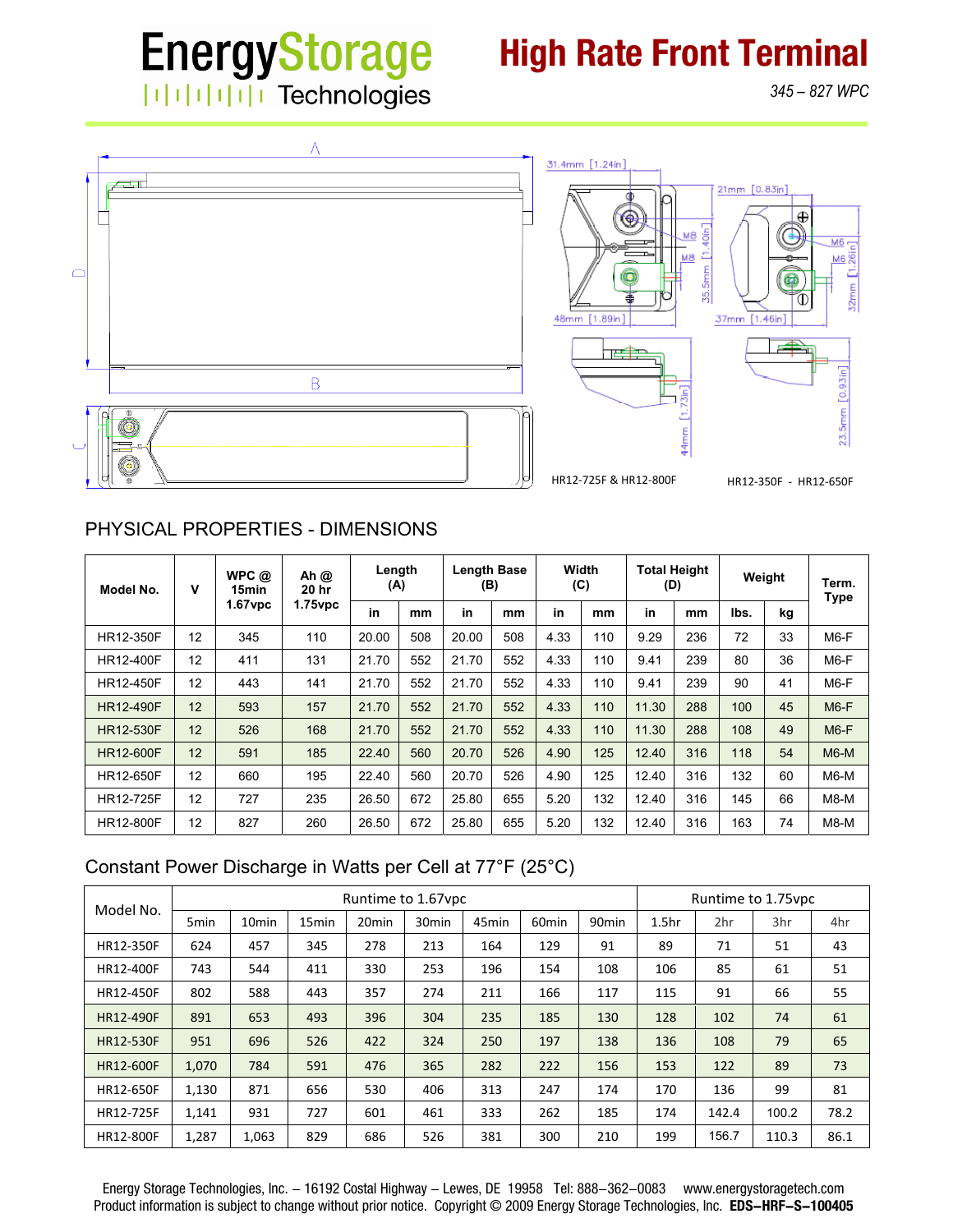# EnergyStorage Technologies

## High Rate Front Terminal

*345 – 827 WPC*

HR12-725F & HR12-800F

HR12-350F - HR12-650F

## PHYSICAL PROPERTIES - DIMENSIONS

| Model No. | V | WPC @ 15min 1.67vpc | Ah @ 20 hr 1.75vpc | Length (A) | | Length Base (B) | | Width (C) | | Total Height (D) | | Weight | | Term. Type |
|---|---|---|---|---|---|---|---|---|---|---|---|---|---|---|
| | | | | in | mm | in | mm | in | mm | in | mm | lbs. | kg | |
| HR12-350F | 12 | 345 | 110 | 20.00 | 508 | 20.00 | 508 | 4.33 | 110 | 9.29 | 236 | 72 | 33 | M6-F |
| HR12-400F | 12 | 411 | 131 | 21.70 | 552 | 21.70 | 552 | 4.33 | 110 | 9.41 | 239 | 80 | 36 | M6-F |
| HR12-450F | 12 | 443 | 141 | 21.70 | 552 | 21.70 | 552 | 4.33 | 110 | 9.41 | 239 | 90 | 41 | M6-F |
| HR12-490F | 12 | 593 | 157 | 21.70 | 552 | 21.70 | 552 | 4.33 | 110 | 11.30 | 288 | 100 | 45 | M6-F |
| HR12-530F | 12 | 526 | 168 | 21.70 | 552 | 21.70 | 552 | 4.33 | 110 | 11.30 | 288 | 108 | 49 | M6-F |
| HR12-600F | 12 | 591 | 185 | 22.40 | 560 | 20.70 | 526 | 4.90 | 125 | 12.40 | 316 | 118 | 54 | M6-M |
| HR12-650F | 12 | 660 | 195 | 22.40 | 560 | 20.70 | 526 | 4.90 | 125 | 12.40 | 316 | 132 | 60 | M6-M |
| HR12-725F | 12 | 727 | 235 | 26.50 | 672 | 25.80 | 655 | 5.20 | 132 | 12.40 | 316 | 145 | 66 | M8-M |
| HR12-800F | 12 | 827 | 260 | 26.50 | 672 | 25.80 | 655 | 5.20 | 132 | 12.40 | 316 | 163 | 74 | M8-M |

## Constant Power Discharge in Watts per Cell at 77°F (25°C)

| Model No. | Runtime to 1.67vpc | | | | | | | | Runtime to 1.75vpc | | | |
|---|---|---|---|---|---|---|---|---|---|---|---|---|
| | 5min | 10min | 15min | 20min | 30min | 45min | 60min | 90min | 1.5hr | 2hr | 3hr | 4hr |
| HR12-350F | 624 | 457 | 345 | 278 | 213 | 164 | 129 | 91 | 89 | 71 | 51 | 43 |
| HR12-400F | 743 | 544 | 411 | 330 | 253 | 196 | 154 | 108 | 106 | 85 | 61 | 51 |
| HR12-450F | 802 | 588 | 443 | 357 | 274 | 211 | 166 | 117 | 115 | 91 | 66 | 55 |
| HR12-490F | 891 | 653 | 493 | 396 | 304 | 235 | 185 | 130 | 128 | 102 | 74 | 61 |
| HR12-530F | 951 | 696 | 526 | 422 | 324 | 250 | 197 | 138 | 136 | 108 | 79 | 65 |
| HR12-600F | 1,070 | 784 | 591 | 476 | 365 | 282 | 222 | 156 | 153 | 122 | 89 | 73 |
| HR12-650F | 1,130 | 871 | 656 | 530 | 406 | 313 | 247 | 174 | 170 | 136 | 99 | 81 |
| HR12-725F | 1,141 | 931 | 727 | 601 | 461 | 333 | 262 | 185 | 174 | 142.4 | 100.2 | 78.2 |
| HR12-800F | 1,287 | 1,063 | 829 | 686 | 526 | 381 | 300 | 210 | 199 | 156.7 | 110.3 | 86.1 |

Energy Storage Technologies, Inc. – 16192 Costal Highway – Lewes, DE 19958 Tel: 888–362–0083 www.energystoragetech.com
Product information is subject to change without prior notice. Copyright © 2009 Energy Storage Technologies, Inc. **EDS–HRF–S–100405**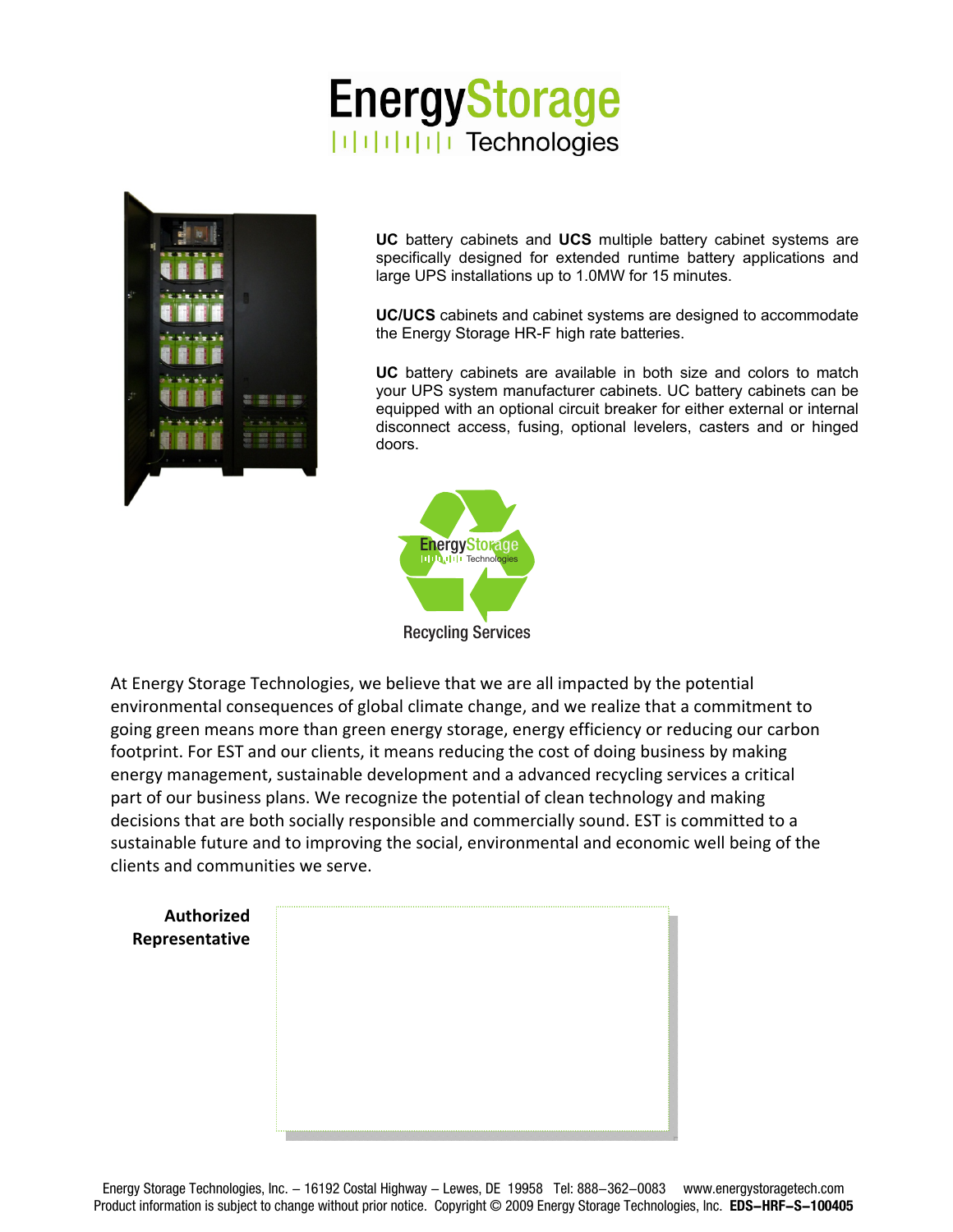# EnergyStorage Technologies

**UC** battery cabinets and **UCS** multiple battery cabinet systems are specifically designed for extended runtime battery applications and large UPS installations up to 1.0MW for 15 minutes.

**UC/UCS** cabinets and cabinet systems are designed to accommodate the Energy Storage HR-F high rate batteries.

**UC** battery cabinets are available in both size and colors to match your UPS system manufacturer cabinets. UC battery cabinets can be equipped with an optional circuit breaker for either external or internal disconnect access, fusing, optional levelers, casters and or hinged doors.

EnergyStorage Technologies

Recycling Services

At Energy Storage Technologies, we believe that we are all impacted by the potential environmental consequences of global climate change, and we realize that a commitment to going green means more than green energy storage, energy efficiency or reducing our carbon footprint. For EST and our clients, it means reducing the cost of doing business by making energy management, sustainable development and a advanced recycling services a critical part of our business plans. We recognize the potential of clean technology and making decisions that are both socially responsible and commercially sound. EST is committed to a sustainable future and to improving the social, environmental and economic well being of the clients and communities we serve.

**Authorized Representative**

Energy Storage Technologies, Inc. – 16192 Costal Highway – Lewes, DE 19958 Tel: 888–362–0083 www.energystoragetech.com
Product information is subject to change without prior notice. Copyright © 2009 Energy Storage Technologies, Inc. **EDS–HRF–S–100405**